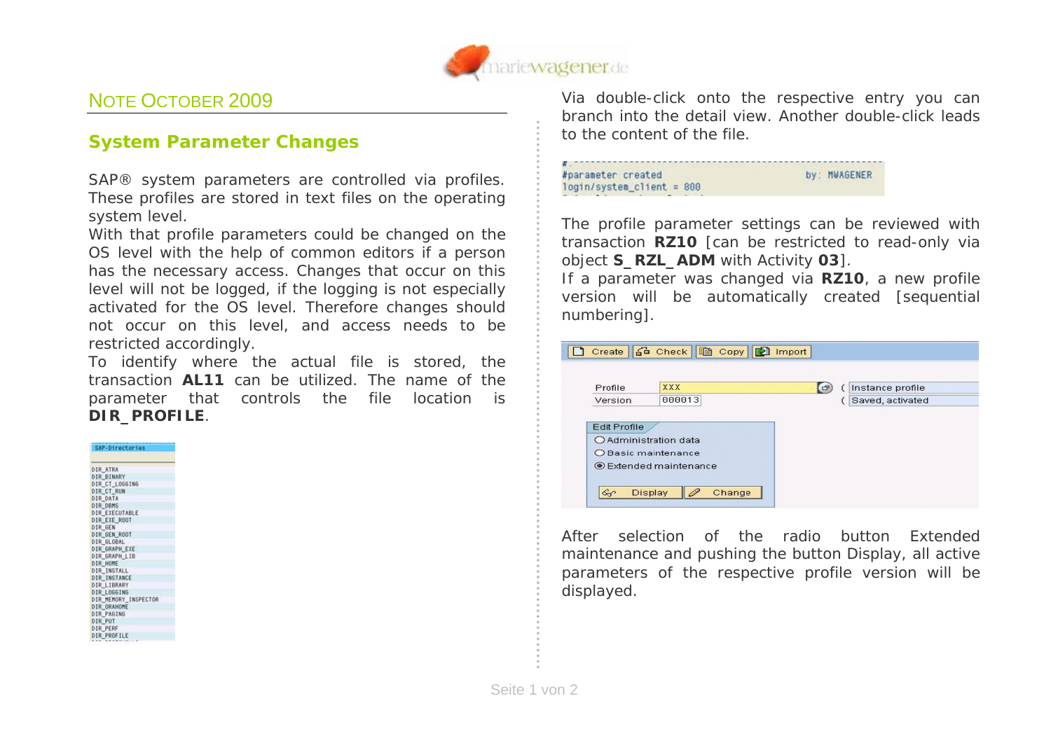## Note October 2009

### System Parameter Changes

SAP® system parameters are controlled via profiles. These profiles are stored in text files on the operating system level.
With that profile parameters could be changed on the OS level with the help of common editors if a person has the necessary access. Changes that occur on this level will not be logged, if the logging is not especially activated for the OS level. Therefore changes should not occur on this level, and access needs to be restricted accordingly.
To identify where the actual file is stored, the transaction **AL11** can be utilized. The name of the parameter that controls the file location is **DIR_PROFILE**.

Via double-click onto the respective entry you can branch into the detail view. Another double-click leads to the content of the file.

The profile parameter settings can be reviewed with transaction **RZ10** [can be restricted to read-only via object **S_RZL_ADM** with Activity **03**].
If a parameter was changed via **RZ10**, a new profile version will be automatically created [sequential numbering].

After selection of the radio button Extended maintenance and pushing the button Display, all active parameters of the respective profile version will be displayed.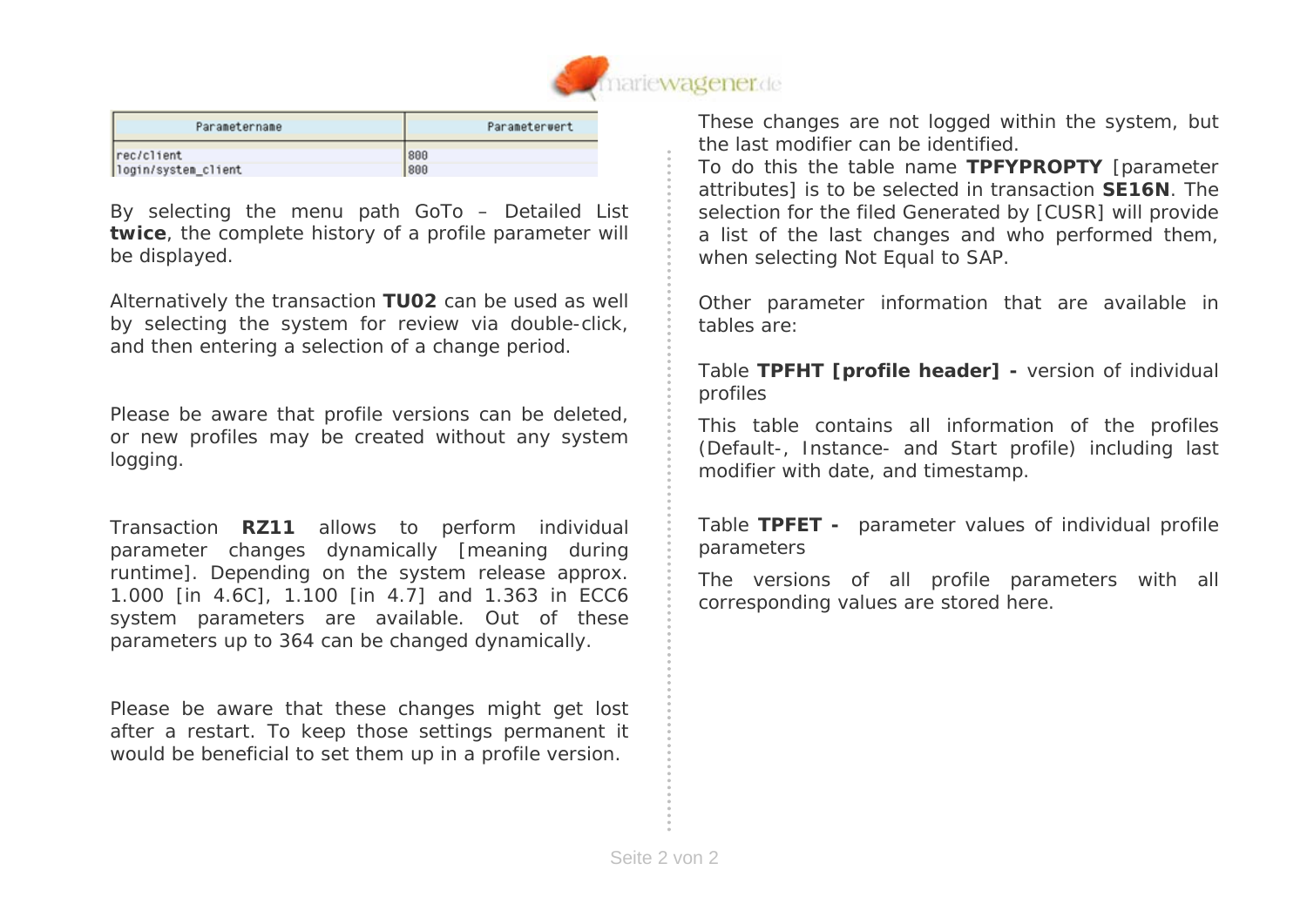| Parametername | Parameterwert |
| --- | --- |
| rec/client | 800 |
| login/system_client | 800 |

By selecting the menu path GoTo – Detailed List **twice**, the complete history of a profile parameter will be displayed.

Alternatively the transaction **TU02** can be used as well by selecting the system for review via double-click, and then entering a selection of a change period.

Please be aware that profile versions can be deleted, or new profiles may be created without any system logging.

Transaction **RZ11** allows to perform individual parameter changes dynamically [meaning during runtime]. Depending on the system release approx. 1.000 [in 4.6C], 1.100 [in 4.7] and 1.363 in ECC6 system parameters are available. Out of these parameters up to 364 can be changed dynamically.

Please be aware that these changes might get lost after a restart. To keep those settings permanent it would be beneficial to set them up in a profile version.

These changes are not logged within the system, but the last modifier can be identified.
To do this the table name **TPFYPROPTY** [parameter attributes] is to be selected in transaction **SE16N**. The selection for the filed Generated by [CUSR] will provide a list of the last changes and who performed them, when selecting Not Equal to SAP.

Other parameter information that are available in tables are:

Table **TPFHT [profile header] -** version of individual profiles

This table contains all information of the profiles (Default-, Instance- and Start profile) including last modifier with date, and timestamp.

Table **TPFET -** parameter values of individual profile parameters

The versions of all profile parameters with all corresponding values are stored here.